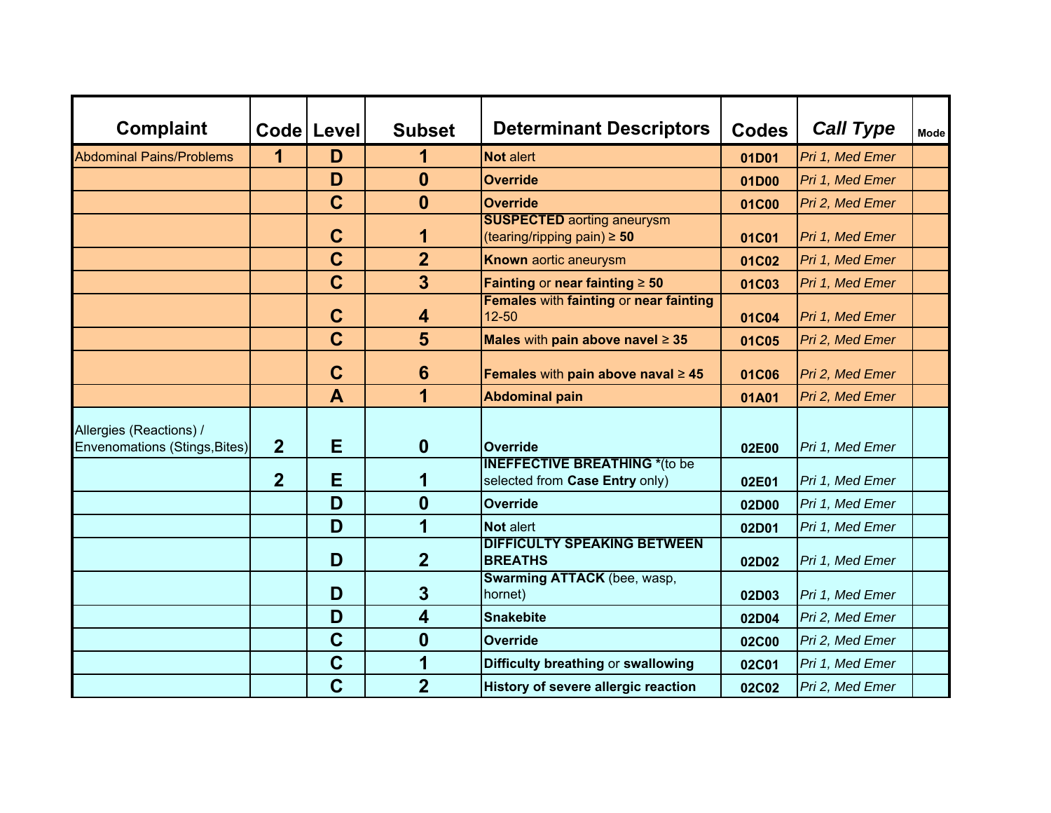| Complaint | Code | Level | Subset | Determinant Descriptors | Codes | *Call Type* | Mode |
|---|---|---|---|---|---|---|---|
| Abdominal Pains/Problems | 1 | D | 1 | **Not** alert | 01D01 | *Pri 1, Med Emer* | |
| | | D | 0 | **Override** | 01D00 | *Pri 1, Med Emer* | |
| | | C | 0 | **Override** | 01C00 | *Pri 2, Med Emer* | |
| | | C | 1 | **SUSPECTED** aorting aneurysm (tearing/ripping pain) ≥ **50** | 01C01 | *Pri 1, Med Emer* | |
| | | C | 2 | **Known** aortic aneurysm | 01C02 | *Pri 1, Med Emer* | |
| | | C | 3 | **Fainting** or **near fainting** ≥ **50** | 01C03 | *Pri 1, Med Emer* | |
| | | C | 4 | **Females** with **fainting** or **near fainting** 12-50 | 01C04 | *Pri 1, Med Emer* | |
| | | C | 5 | **Males** with **pain above navel** ≥ **35** | 01C05 | *Pri 2, Med Emer* | |
| | | C | 6 | **Females** with **pain above naval** ≥ **45** | 01C06 | *Pri 2, Med Emer* | |
| | | A | 1 | **Abdominal pain** | 01A01 | *Pri 2, Med Emer* | |
| Allergies (Reactions) / Envenomations (Stings,Bites) | 2 | E | 0 | **Override** | 02E00 | *Pri 1, Med Emer* | |
| | 2 | E | 1 | **INEFFECTIVE BREATHING** *(to be selected from **Case Entry** only) | 02E01 | *Pri 1, Med Emer* | |
| | | D | 0 | **Override** | 02D00 | *Pri 1, Med Emer* | |
| | | D | 1 | **Not** alert | 02D01 | *Pri 1, Med Emer* | |
| | | D | 2 | **DIFFICULTY SPEAKING BETWEEN BREATHS** | 02D02 | *Pri 1, Med Emer* | |
| | | D | 3 | **Swarming ATTACK** (bee, wasp, hornet) | 02D03 | *Pri 1, Med Emer* | |
| | | D | 4 | **Snakebite** | 02D04 | *Pri 2, Med Emer* | |
| | | C | 0 | **Override** | 02C00 | *Pri 2, Med Emer* | |
| | | C | 1 | **Difficulty breathing** or **swallowing** | 02C01 | *Pri 1, Med Emer* | |
| | | C | 2 | **History of severe allergic reaction** | 02C02 | *Pri 2, Med Emer* | |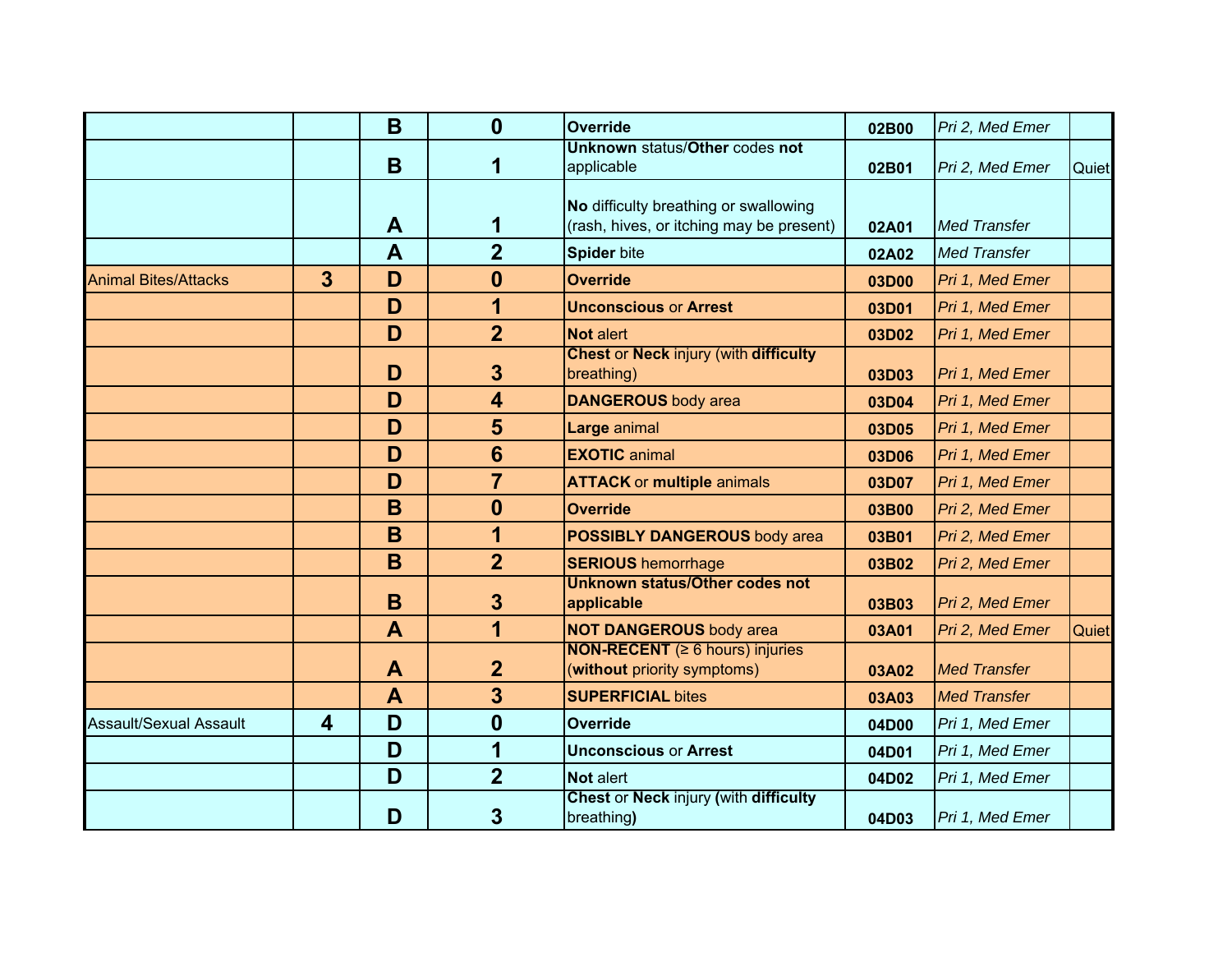| | | | | | | | |
|---|---|---|---|---|---|---|---|
| | | **B** | **0** | **Override** | **02B00** | *Pri 2, Med Emer* | |
| | | **B** | **1** | **Unknown** status/**Other** codes **not** applicable | **02B01** | *Pri 2, Med Emer* | Quiet |
| | | **A** | **1** | **No** difficulty breathing or swallowing (rash, hives, or itching may be present) | **02A01** | *Med Transfer* | |
| | | **A** | **2** | **Spider** bite | **02A02** | *Med Transfer* | |
| Animal Bites/Attacks | **3** | **D** | **0** | **Override** | **03D00** | *Pri 1, Med Emer* | |
| | | **D** | **1** | **Unconscious** or **Arrest** | **03D01** | *Pri 1, Med Emer* | |
| | | **D** | **2** | **Not** alert | **03D02** | *Pri 1, Med Emer* | |
| | | **D** | **3** | **Chest** or **Neck** injury (with **difficulty** breathing) | **03D03** | *Pri 1, Med Emer* | |
| | | **D** | **4** | **DANGEROUS** body area | **03D04** | *Pri 1, Med Emer* | |
| | | **D** | **5** | **Large** animal | **03D05** | *Pri 1, Med Emer* | |
| | | **D** | **6** | **EXOTIC** animal | **03D06** | *Pri 1, Med Emer* | |
| | | **D** | **7** | **ATTACK** or **multiple** animals | **03D07** | *Pri 1, Med Emer* | |
| | | **B** | **0** | **Override** | **03B00** | *Pri 2, Med Emer* | |
| | | **B** | **1** | **POSSIBLY DANGEROUS** body area | **03B01** | *Pri 2, Med Emer* | |
| | | **B** | **2** | **SERIOUS** hemorrhage | **03B02** | *Pri 2, Med Emer* | |
| | | **B** | **3** | **Unknown status/Other codes not applicable** | **03B03** | *Pri 2, Med Emer* | |
| | | **A** | **1** | **NOT DANGEROUS** body area | **03A01** | *Pri 2, Med Emer* | Quiet |
| | | **A** | **2** | **NON-RECENT** (≥ 6 hours) injuries (**without** priority symptoms) | **03A02** | *Med Transfer* | |
| | | **A** | **3** | **SUPERFICIAL** bites | **03A03** | *Med Transfer* | |
| Assault/Sexual Assault | **4** | **D** | **0** | **Override** | **04D00** | *Pri 1, Med Emer* | |
| | | **D** | **1** | **Unconscious** or **Arrest** | **04D01** | *Pri 1, Med Emer* | |
| | | **D** | **2** | **Not** alert | **04D02** | *Pri 1, Med Emer* | |
| | | **D** | **3** | **Chest** or **Neck** injury **(**with **difficulty** breathing**)** | **04D03** | *Pri 1, Med Emer* | |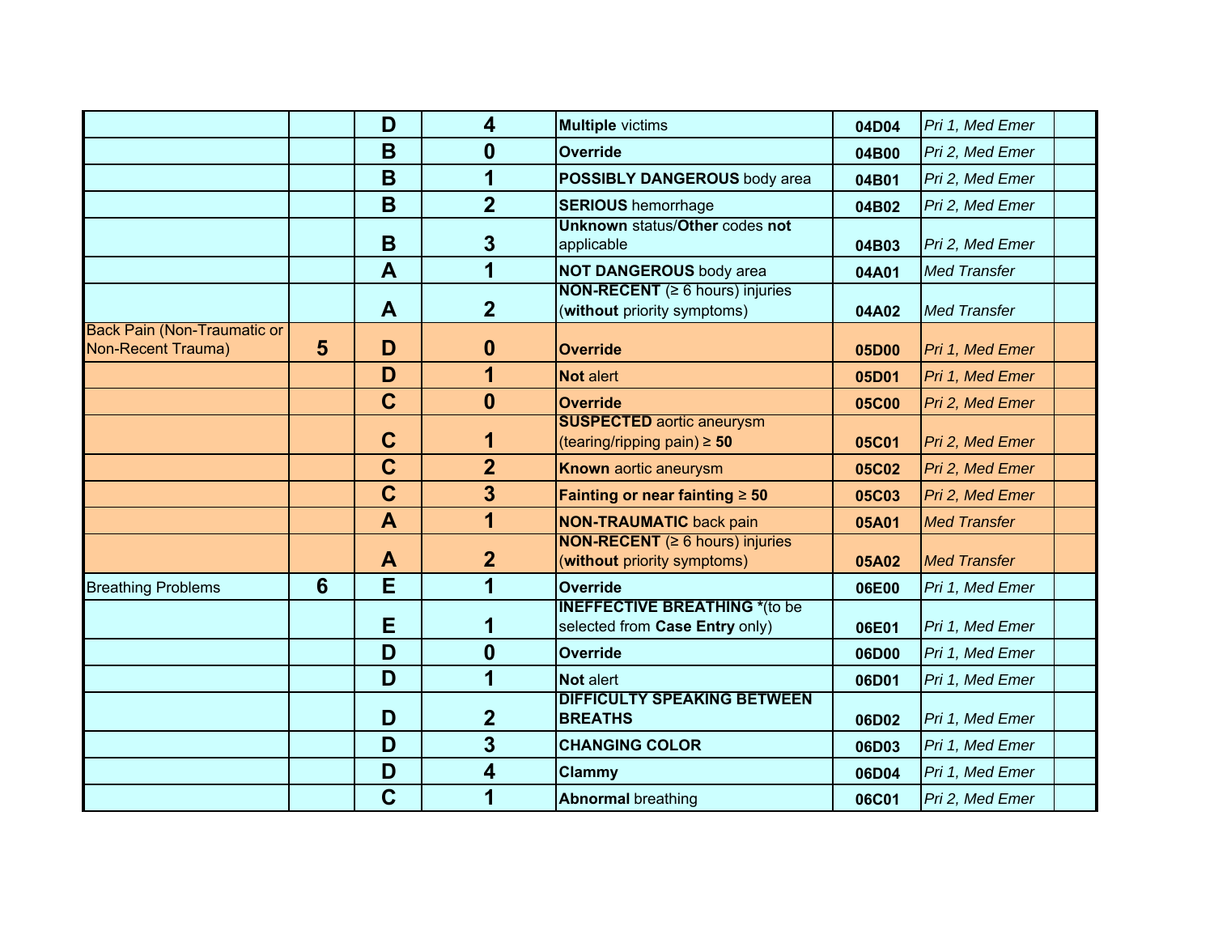| | | | | | | | |
|---|---|---|---|---|---|---|---|
| | | **D** | **4** | **Multiple** victims | **04D04** | *Pri 1, Med Emer* | |
| | | **B** | **0** | **Override** | **04B00** | *Pri 2, Med Emer* | |
| | | **B** | **1** | **POSSIBLY DANGEROUS** body area | **04B01** | *Pri 2, Med Emer* | |
| | | **B** | **2** | **SERIOUS** hemorrhage | **04B02** | *Pri 2, Med Emer* | |
| | | **B** | **3** | **Unknown** status/**Other** codes **not** applicable | **04B03** | *Pri 2, Med Emer* | |
| | | **A** | **1** | **NOT DANGEROUS** body area | **04A01** | *Med Transfer* | |
| | | **A** | **2** | **NON-RECENT** (≥ 6 hours) injuries (**without** priority symptoms) | **04A02** | *Med Transfer* | |
| Back Pain (Non-Traumatic or Non-Recent Trauma) | **5** | **D** | **0** | **Override** | **05D00** | *Pri 1, Med Emer* | |
| | | **D** | **1** | **Not** alert | **05D01** | *Pri 1, Med Emer* | |
| | | **C** | **0** | **Override** | **05C00** | *Pri 2, Med Emer* | |
| | | **C** | **1** | **SUSPECTED** aortic aneurysm (tearing/ripping pain) ≥ **50** | **05C01** | *Pri 2, Med Emer* | |
| | | **C** | **2** | **Known** aortic aneurysm | **05C02** | *Pri 2, Med Emer* | |
| | | **C** | **3** | **Fainting or near fainting** ≥ **50** | **05C03** | *Pri 2, Med Emer* | |
| | | **A** | **1** | **NON-TRAUMATIC** back pain | **05A01** | *Med Transfer* | |
| | | **A** | **2** | **NON-RECENT** (≥ 6 hours) injuries (**without** priority symptoms) | **05A02** | *Med Transfer* | |
| Breathing Problems | **6** | **E** | **1** | **Override** | **06E00** | *Pri 1, Med Emer* | |
| | | **E** | **1** | **INEFFECTIVE BREATHING** *(to be selected from **Case Entry** only) | **06E01** | *Pri 1, Med Emer* | |
| | | **D** | **0** | **Override** | **06D00** | *Pri 1, Med Emer* | |
| | | **D** | **1** | **Not** alert | **06D01** | *Pri 1, Med Emer* | |
| | | **D** | **2** | **DIFFICULTY SPEAKING BETWEEN BREATHS** | **06D02** | *Pri 1, Med Emer* | |
| | | **D** | **3** | **CHANGING COLOR** | **06D03** | *Pri 1, Med Emer* | |
| | | **D** | **4** | **Clammy** | **06D04** | *Pri 1, Med Emer* | |
| | | **C** | **1** | **Abnormal** breathing | **06C01** | *Pri 2, Med Emer* | |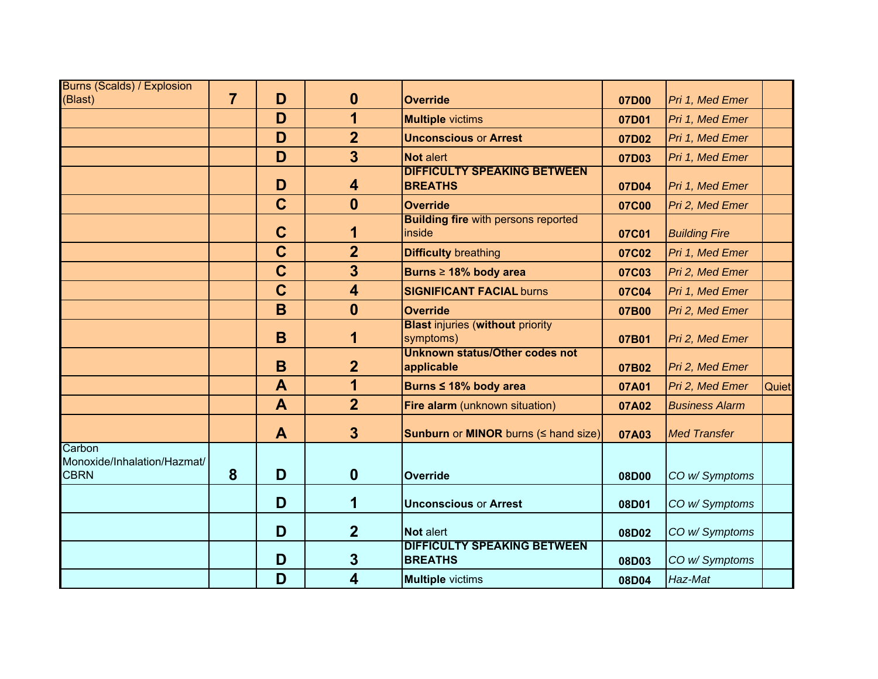| | | | | | | | |
|---|---|---|---|---|---|---|---|
| Burns (Scalds) / Explosion (Blast) | **7** | **D** | **0** | **Override** | **07D00** | *Pri 1, Med Emer* | |
| | | **D** | **1** | **Multiple** victims | **07D01** | *Pri 1, Med Emer* | |
| | | **D** | **2** | **Unconscious** or **Arrest** | **07D02** | *Pri 1, Med Emer* | |
| | | **D** | **3** | **Not** alert | **07D03** | *Pri 1, Med Emer* | |
| | | **D** | **4** | **DIFFICULTY SPEAKING BETWEEN BREATHS** | **07D04** | *Pri 1, Med Emer* | |
| | | **C** | **0** | **Override** | **07C00** | *Pri 2, Med Emer* | |
| | | **C** | **1** | **Building fire** with persons reported inside | **07C01** | *Building Fire* | |
| | | **C** | **2** | **Difficulty** breathing | **07C02** | *Pri 1, Med Emer* | |
| | | **C** | **3** | **Burns ≥ 18% body area** | **07C03** | *Pri 2, Med Emer* | |
| | | **C** | **4** | **SIGNIFICANT FACIAL** burns | **07C04** | *Pri 1, Med Emer* | |
| | | **B** | **0** | **Override** | **07B00** | *Pri 2, Med Emer* | |
| | | **B** | **1** | **Blast** injuries (**without** priority symptoms) | **07B01** | *Pri 2, Med Emer* | |
| | | **B** | **2** | **Unknown status/Other codes not applicable** | **07B02** | *Pri 2, Med Emer* | |
| | | **A** | **1** | **Burns ≤ 18% body area** | **07A01** | *Pri 2, Med Emer* | Quiet |
| | | **A** | **2** | **Fire alarm** (unknown situation) | **07A02** | *Business Alarm* | |
| | | **A** | **3** | **Sunburn** or **MINOR** burns (≤ hand size) | **07A03** | *Med Transfer* | |
| Carbon Monoxide/Inhalation/Hazmat/CBRN | **8** | **D** | **0** | **Override** | **08D00** | *CO w/ Symptoms* | |
| | | **D** | **1** | **Unconscious** or **Arrest** | **08D01** | *CO w/ Symptoms* | |
| | | **D** | **2** | **Not** alert | **08D02** | *CO w/ Symptoms* | |
| | | **D** | **3** | **DIFFICULTY SPEAKING BETWEEN BREATHS** | **08D03** | *CO w/ Symptoms* | |
| | | **D** | **4** | **Multiple** victims | **08D04** | *Haz-Mat* | |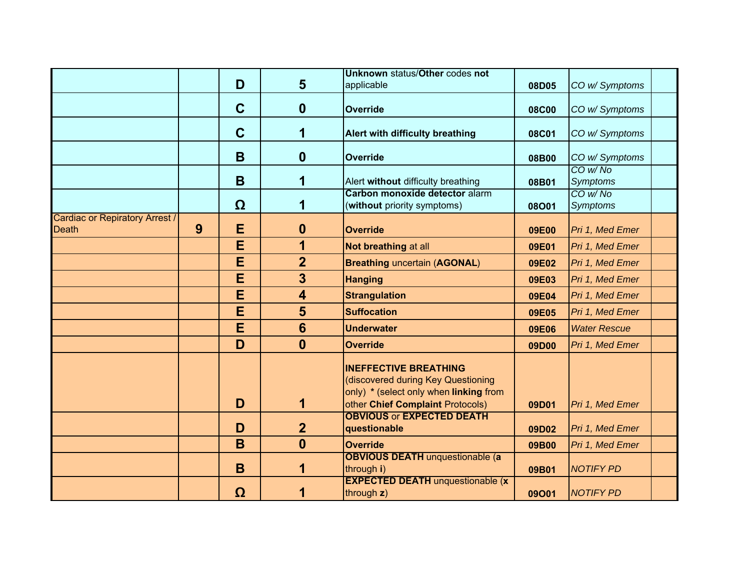| | | | | | | | |
|---|---|---|---|---|---|---|---|
| | | **D** | **5** | **Unknown** status/**Other** codes **not** applicable | **08D05** | *CO w/ Symptoms* | |
| | | **C** | **0** | **Override** | **08C00** | *CO w/ Symptoms* | |
| | | **C** | **1** | **Alert with difficulty breathing** | **08C01** | *CO w/ Symptoms* | |
| | | **B** | **0** | **Override** | **08B00** | *CO w/ Symptoms* | |
| | | **B** | **1** | Alert **without** difficulty breathing | **08B01** | *CO w/ No Symptoms* | |
| | | **Ω** | **1** | **Carbon monoxide detector** alarm (**without** priority symptoms) | **08O01** | *CO w/ No Symptoms* | |
| Cardiac or Repiratory Arrest / Death | **9** | **E** | **0** | **Override** | **09E00** | *Pri 1, Med Emer* | |
| | | **E** | **1** | **Not breathing** at all | **09E01** | *Pri 1, Med Emer* | |
| | | **E** | **2** | **Breathing** uncertain (**AGONAL**) | **09E02** | *Pri 1, Med Emer* | |
| | | **E** | **3** | **Hanging** | **09E03** | *Pri 1, Med Emer* | |
| | | **E** | **4** | **Strangulation** | **09E04** | *Pri 1, Med Emer* | |
| | | **E** | **5** | **Suffocation** | **09E05** | *Pri 1, Med Emer* | |
| | | **E** | **6** | **Underwater** | **09E06** | *Water Rescue* | |
| | | **D** | **0** | **Override** | **09D00** | *Pri 1, Med Emer* | |
| | | **D** | **1** | **INEFFECTIVE BREATHING** (discovered during Key Questioning only) **\*** (select only when **linking** from other **Chief Complaint** Protocols) | **09D01** | *Pri 1, Med Emer* | |
| | | **D** | **2** | **OBVIOUS** or **EXPECTED DEATH questionable** | **09D02** | *Pri 1, Med Emer* | |
| | | **B** | **0** | **Override** | **09B00** | *Pri 1, Med Emer* | |
| | | **B** | **1** | **OBVIOUS DEATH** unquestionable (**a** through **i**) | **09B01** | *NOTIFY PD* | |
| | | **Ω** | **1** | **EXPECTED DEATH** unquestionable (**x** through **z**) | **09O01** | *NOTIFY PD* | |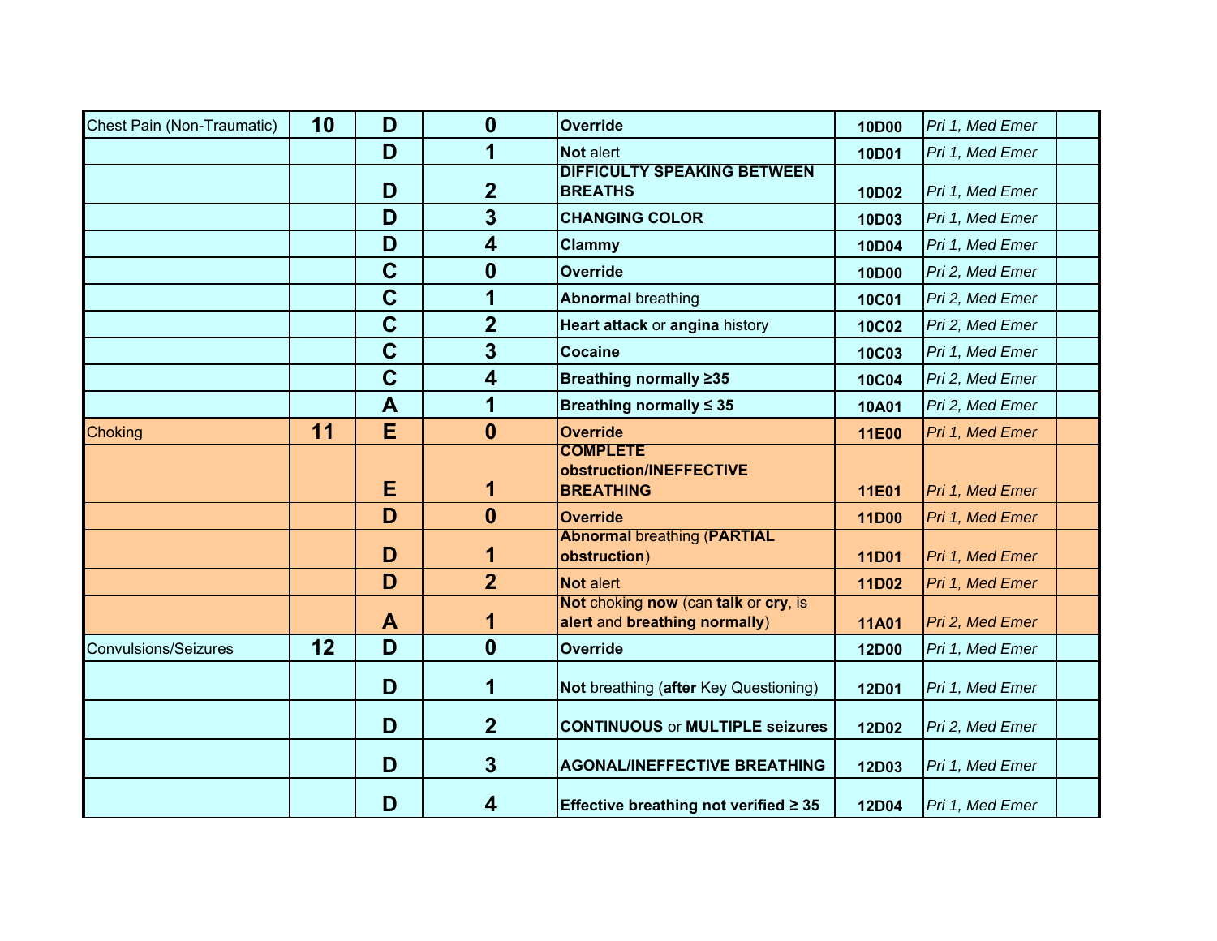| Chest Pain (Non-Traumatic) | 10 | D | 0 | **Override** | 10D00 | *Pri 1, Med Emer* | |
|---|---|---|---|---|---|---|---|
| | | D | 1 | **Not** alert | 10D01 | *Pri 1, Med Emer* | |
| | | D | 2 | **DIFFICULTY SPEAKING BETWEEN BREATHS** | 10D02 | *Pri 1, Med Emer* | |
| | | D | 3 | **CHANGING COLOR** | 10D03 | *Pri 1, Med Emer* | |
| | | D | 4 | **Clammy** | 10D04 | *Pri 1, Med Emer* | |
| | | C | 0 | **Override** | 10D00 | *Pri 2, Med Emer* | |
| | | C | 1 | **Abnormal** breathing | 10C01 | *Pri 2, Med Emer* | |
| | | C | 2 | **Heart attack** or **angina** history | 10C02 | *Pri 2, Med Emer* | |
| | | C | 3 | **Cocaine** | 10C03 | *Pri 1, Med Emer* | |
| | | C | 4 | **Breathing normally ≥35** | 10C04 | *Pri 2, Med Emer* | |
| | | A | 1 | **Breathing normally ≤ 35** | 10A01 | *Pri 2, Med Emer* | |
| Choking | 11 | E | 0 | **Override** | 11E00 | *Pri 1, Med Emer* | |
| | | E | 1 | **COMPLETE obstruction/INEFFECTIVE BREATHING** | 11E01 | *Pri 1, Med Emer* | |
| | | D | 0 | **Override** | 11D00 | *Pri 1, Med Emer* | |
| | | D | 1 | **Abnormal** breathing (**PARTIAL obstruction**) | 11D01 | *Pri 1, Med Emer* | |
| | | D | 2 | **Not** alert | 11D02 | *Pri 1, Med Emer* | |
| | | A | 1 | **Not** choking **now** (can **talk** or **cry**, is **alert** and **breathing normally**) | 11A01 | *Pri 2, Med Emer* | |
| Convulsions/Seizures | 12 | D | 0 | **Override** | 12D00 | *Pri 1, Med Emer* | |
| | | D | 1 | **Not** breathing (**after** Key Questioning) | 12D01 | *Pri 1, Med Emer* | |
| | | D | 2 | **CONTINUOUS** or **MULTIPLE seizures** | 12D02 | *Pri 2, Med Emer* | |
| | | D | 3 | **AGONAL/INEFFECTIVE BREATHING** | 12D03 | *Pri 1, Med Emer* | |
| | | D | 4 | **Effective breathing not verified ≥ 35** | 12D04 | *Pri 1, Med Emer* | |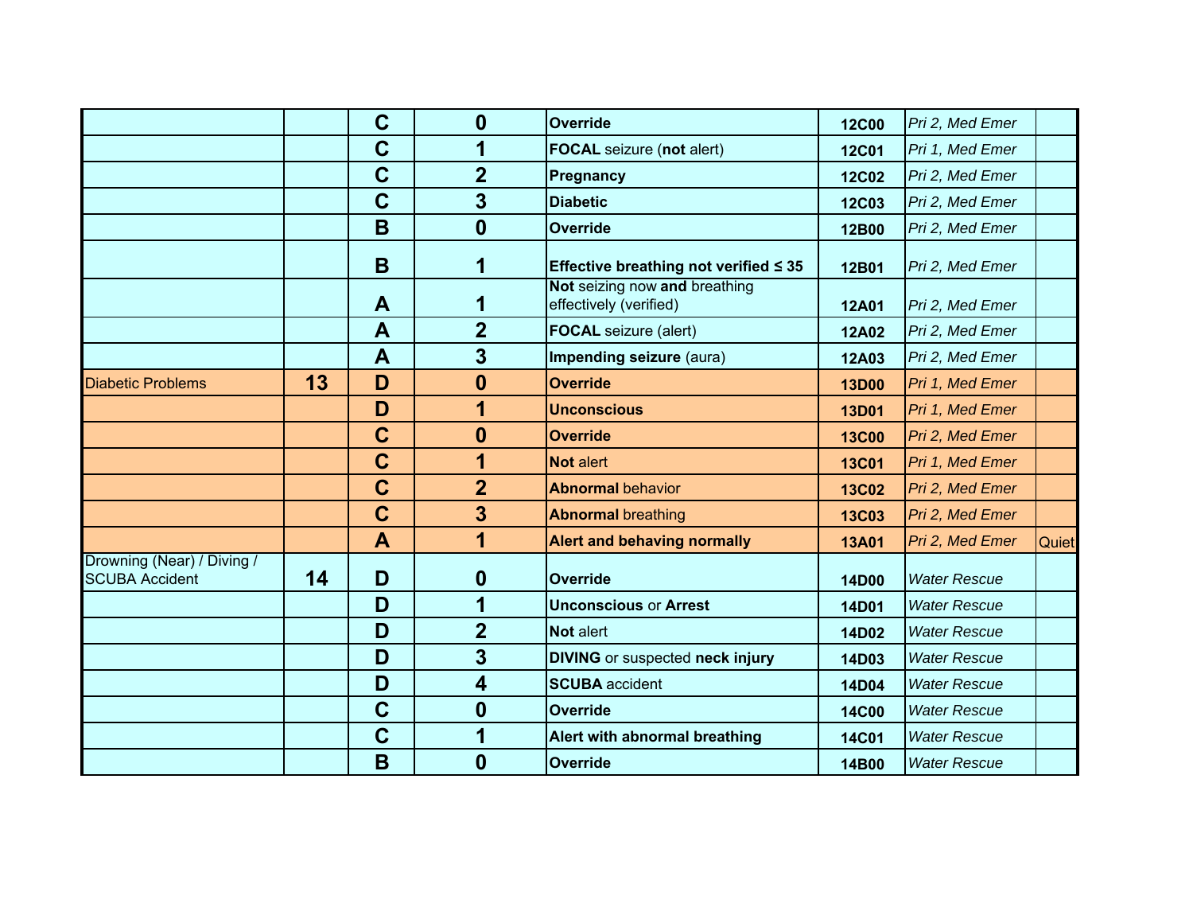| | | | | | | | |
|---|---|---|---|---|---|---|---|
| | | **C** | **0** | **Override** | **12C00** | *Pri 2, Med Emer* | |
| | | **C** | **1** | **FOCAL** seizure (**not** alert) | **12C01** | *Pri 1, Med Emer* | |
| | | **C** | **2** | **Pregnancy** | **12C02** | *Pri 2, Med Emer* | |
| | | **C** | **3** | **Diabetic** | **12C03** | *Pri 2, Med Emer* | |
| | | **B** | **0** | **Override** | **12B00** | *Pri 2, Med Emer* | |
| | | **B** | **1** | **Effective breathing not verified ≤ 35** | **12B01** | *Pri 2, Med Emer* | |
| | | **A** | **1** | **Not** seizing now **and** breathing effectively (verified) | **12A01** | *Pri 2, Med Emer* | |
| | | **A** | **2** | **FOCAL** seizure (alert) | **12A02** | *Pri 2, Med Emer* | |
| | | **A** | **3** | **Impending seizure** (aura) | **12A03** | *Pri 2, Med Emer* | |
| Diabetic Problems | **13** | **D** | **0** | **Override** | **13D00** | *Pri 1, Med Emer* | |
| | | **D** | **1** | **Unconscious** | **13D01** | *Pri 1, Med Emer* | |
| | | **C** | **0** | **Override** | **13C00** | *Pri 2, Med Emer* | |
| | | **C** | **1** | **Not** alert | **13C01** | *Pri 1, Med Emer* | |
| | | **C** | **2** | **Abnormal** behavior | **13C02** | *Pri 2, Med Emer* | |
| | | **C** | **3** | **Abnormal** breathing | **13C03** | *Pri 2, Med Emer* | |
| | | **A** | **1** | **Alert and behaving normally** | **13A01** | *Pri 2, Med Emer* | Quiet |
| Drowning (Near) / Diving / SCUBA Accident | **14** | **D** | **0** | **Override** | **14D00** | *Water Rescue* | |
| | | **D** | **1** | **Unconscious** or **Arrest** | **14D01** | *Water Rescue* | |
| | | **D** | **2** | **Not** alert | **14D02** | *Water Rescue* | |
| | | **D** | **3** | **DIVING** or suspected **neck injury** | **14D03** | *Water Rescue* | |
| | | **D** | **4** | **SCUBA** accident | **14D04** | *Water Rescue* | |
| | | **C** | **0** | **Override** | **14C00** | *Water Rescue* | |
| | | **C** | **1** | **Alert with abnormal breathing** | **14C01** | *Water Rescue* | |
| | | **B** | **0** | **Override** | **14B00** | *Water Rescue* | |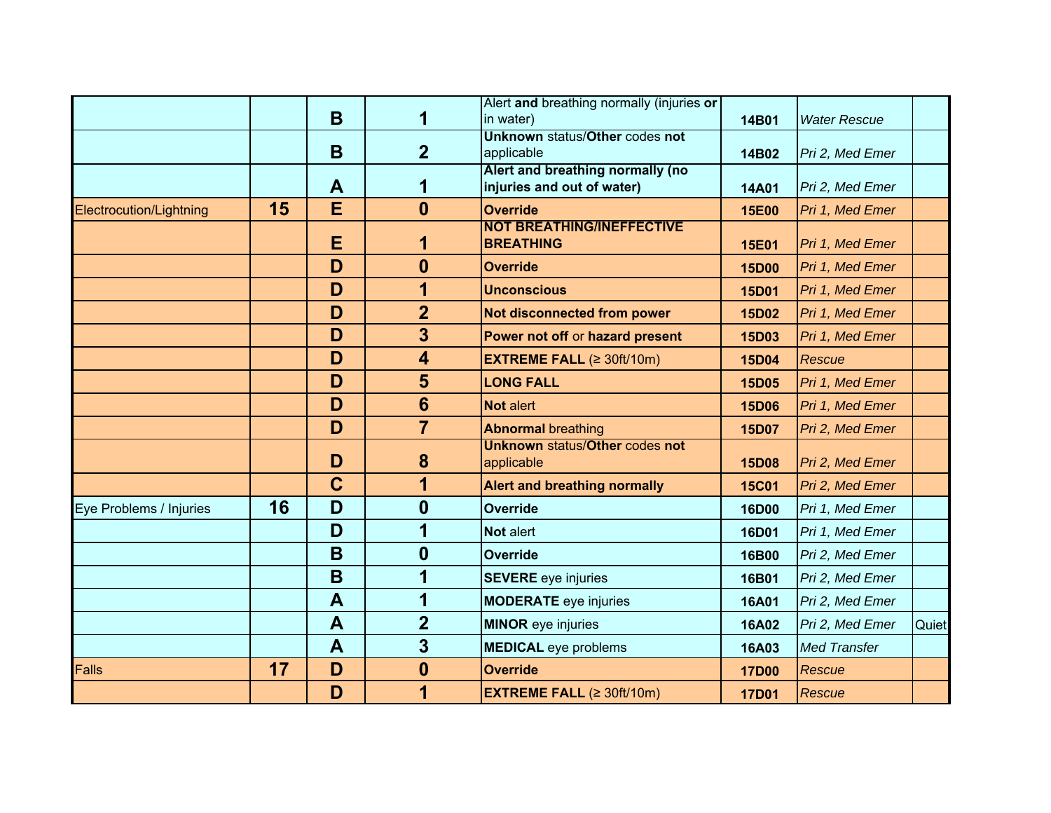| | | | | | | | |
|---|---|---|---|---|---|---|---|
| | | **B** | **1** | Alert **and** breathing normally (injuries **or** in water) | **14B01** | *Water Rescue* | |
| | | **B** | **2** | **Unknown** status/**Other** codes **not** applicable | **14B02** | *Pri 2, Med Emer* | |
| | | **A** | **1** | **Alert and breathing normally (no injuries and out of water)** | **14A01** | *Pri 2, Med Emer* | |
| Electrocution/Lightning | **15** | **E** | **0** | **Override** | **15E00** | *Pri 1, Med Emer* | |
| | | **E** | **1** | **NOT BREATHING/INEFFECTIVE BREATHING** | **15E01** | *Pri 1, Med Emer* | |
| | | **D** | **0** | **Override** | **15D00** | *Pri 1, Med Emer* | |
| | | **D** | **1** | **Unconscious** | **15D01** | *Pri 1, Med Emer* | |
| | | **D** | **2** | **Not disconnected from power** | **15D02** | *Pri 1, Med Emer* | |
| | | **D** | **3** | **Power not off** or **hazard present** | **15D03** | *Pri 1, Med Emer* | |
| | | **D** | **4** | **EXTREME FALL** (≥ 30ft/10m) | **15D04** | *Rescue* | |
| | | **D** | **5** | **LONG FALL** | **15D05** | *Pri 1, Med Emer* | |
| | | **D** | **6** | **Not** alert | **15D06** | *Pri 1, Med Emer* | |
| | | **D** | **7** | **Abnormal** breathing | **15D07** | *Pri 2, Med Emer* | |
| | | **D** | **8** | **Unknown** status/**Other** codes **not** applicable | **15D08** | *Pri 2, Med Emer* | |
| | | **C** | **1** | **Alert and breathing normally** | **15C01** | *Pri 2, Med Emer* | |
| Eye Problems / Injuries | **16** | **D** | **0** | **Override** | **16D00** | *Pri 1, Med Emer* | |
| | | **D** | **1** | **Not** alert | **16D01** | *Pri 1, Med Emer* | |
| | | **B** | **0** | **Override** | **16B00** | *Pri 2, Med Emer* | |
| | | **B** | **1** | **SEVERE** eye injuries | **16B01** | *Pri 2, Med Emer* | |
| | | **A** | **1** | **MODERATE** eye injuries | **16A01** | *Pri 2, Med Emer* | |
| | | **A** | **2** | **MINOR** eye injuries | **16A02** | *Pri 2, Med Emer* | Quiet |
| | | **A** | **3** | **MEDICAL** eye problems | **16A03** | *Med Transfer* | |
| Falls | **17** | **D** | **0** | **Override** | **17D00** | *Rescue* | |
| | | **D** | **1** | **EXTREME FALL** (≥ 30ft/10m) | **17D01** | *Rescue* | |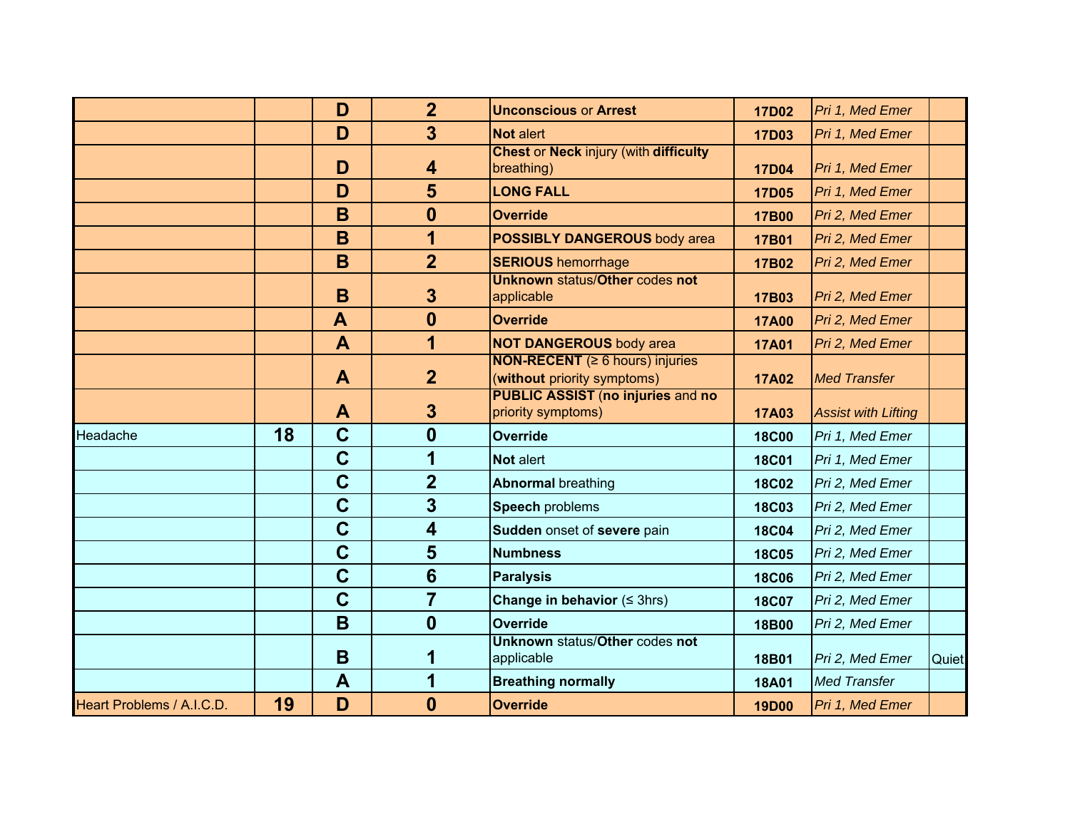| | | D | 2 | **Unconscious** or **Arrest** | **17D02** | *Pri 1, Med Emer* | |
|---|---|---|---|---|---|---|---|
| | | D | 3 | **Not** alert | **17D03** | *Pri 1, Med Emer* | |
| | | D | 4 | **Chest** or **Neck** injury (with **difficulty** breathing) | **17D04** | *Pri 1, Med Emer* | |
| | | D | 5 | **LONG FALL** | **17D05** | *Pri 1, Med Emer* | |
| | | B | 0 | **Override** | **17B00** | *Pri 2, Med Emer* | |
| | | B | 1 | **POSSIBLY DANGEROUS** body area | **17B01** | *Pri 2, Med Emer* | |
| | | B | 2 | **SERIOUS** hemorrhage | **17B02** | *Pri 2, Med Emer* | |
| | | B | 3 | **Unknown** status/**Other** codes **not** applicable | **17B03** | *Pri 2, Med Emer* | |
| | | A | 0 | **Override** | **17A00** | *Pri 2, Med Emer* | |
| | | A | 1 | **NOT DANGEROUS** body area | **17A01** | *Pri 2, Med Emer* | |
| | | A | 2 | **NON-RECENT** (≥ 6 hours) injuries (**without** priority symptoms) | **17A02** | *Med Transfer* | |
| | | A | 3 | **PUBLIC ASSIST** (**no injuries** and **no** priority symptoms) | **17A03** | *Assist with Lifting* | |
| Headache | **18** | C | 0 | **Override** | **18C00** | *Pri 1, Med Emer* | |
| | | C | 1 | **Not** alert | **18C01** | *Pri 1, Med Emer* | |
| | | C | 2 | **Abnormal** breathing | **18C02** | *Pri 2, Med Emer* | |
| | | C | 3 | **Speech** problems | **18C03** | *Pri 2, Med Emer* | |
| | | C | 4 | **Sudden** onset of **severe** pain | **18C04** | *Pri 2, Med Emer* | |
| | | C | 5 | **Numbness** | **18C05** | *Pri 2, Med Emer* | |
| | | C | 6 | **Paralysis** | **18C06** | *Pri 2, Med Emer* | |
| | | C | 7 | **Change in behavior** (≤ 3hrs) | **18C07** | *Pri 2, Med Emer* | |
| | | B | 0 | **Override** | **18B00** | *Pri 2, Med Emer* | |
| | | B | 1 | **Unknown** status/**Other** codes **not** applicable | **18B01** | *Pri 2, Med Emer* | Quiet |
| | | A | 1 | **Breathing normally** | **18A01** | *Med Transfer* | |
| Heart Problems / A.I.C.D. | **19** | D | 0 | **Override** | **19D00** | *Pri 1, Med Emer* | |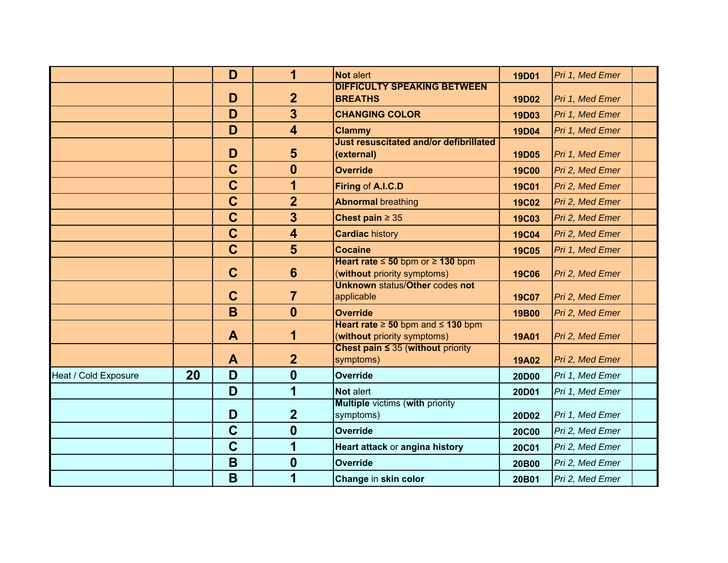| | | | | | | | |
|---|---|---|---|---|---|---|---|
| | | **D** | **1** | **Not** alert | **19D01** | *Pri 1, Med Emer* | |
| | | **D** | **2** | **DIFFICULTY SPEAKING BETWEEN BREATHS** | **19D02** | *Pri 1, Med Emer* | |
| | | **D** | **3** | **CHANGING COLOR** | **19D03** | *Pri 1, Med Emer* | |
| | | **D** | **4** | **Clammy** | **19D04** | *Pri 1, Med Emer* | |
| | | **D** | **5** | **Just resuscitated and/or defibrillated (external)** | **19D05** | *Pri 1, Med Emer* | |
| | | **C** | **0** | **Override** | **19C00** | *Pri 2, Med Emer* | |
| | | **C** | **1** | **Firing** of **A.I.C.D** | **19C01** | *Pri 2, Med Emer* | |
| | | **C** | **2** | **Abnormal** breathing | **19C02** | *Pri 2, Med Emer* | |
| | | **C** | **3** | **Chest pain** ≥ 35 | **19C03** | *Pri 2, Med Emer* | |
| | | **C** | **4** | **Cardiac** history | **19C04** | *Pri 2, Med Emer* | |
| | | **C** | **5** | **Cocaine** | **19C05** | *Pri 1, Med Emer* | |
| | | **C** | **6** | **Heart rate** ≤ **50** bpm or ≥ **130** bpm (**without** priority symptoms) | **19C06** | *Pri 2, Med Emer* | |
| | | **C** | **7** | **Unknown** status/**Other** codes **not** applicable | **19C07** | *Pri 2, Med Emer* | |
| | | **B** | **0** | **Override** | **19B00** | *Pri 2, Med Emer* | |
| | | **A** | **1** | **Heart rate** ≥ **50** bpm and ≤ **130** bpm (**without** priority symptoms) | **19A01** | *Pri 2, Med Emer* | |
| | | **A** | **2** | **Chest pain ≤** 35 (**without** priority symptoms) | **19A02** | *Pri 2, Med Emer* | |
| Heat / Cold Exposure | **20** | **D** | **0** | **Override** | **20D00** | *Pri 1, Med Emer* | |
| | | **D** | **1** | **Not** alert | **20D01** | *Pri 1, Med Emer* | |
| | | **D** | **2** | **Multiple** victims (**with** priority symptoms) | **20D02** | *Pri 1, Med Emer* | |
| | | **C** | **0** | **Override** | **20C00** | *Pri 2, Med Emer* | |
| | | **C** | **1** | **Heart attack** or **angina history** | **20C01** | *Pri 2, Med Emer* | |
| | | **B** | **0** | **Override** | **20B00** | *Pri 2, Med Emer* | |
| | | **B** | **1** | **Change** in **skin color** | **20B01** | *Pri 2, Med Emer* | |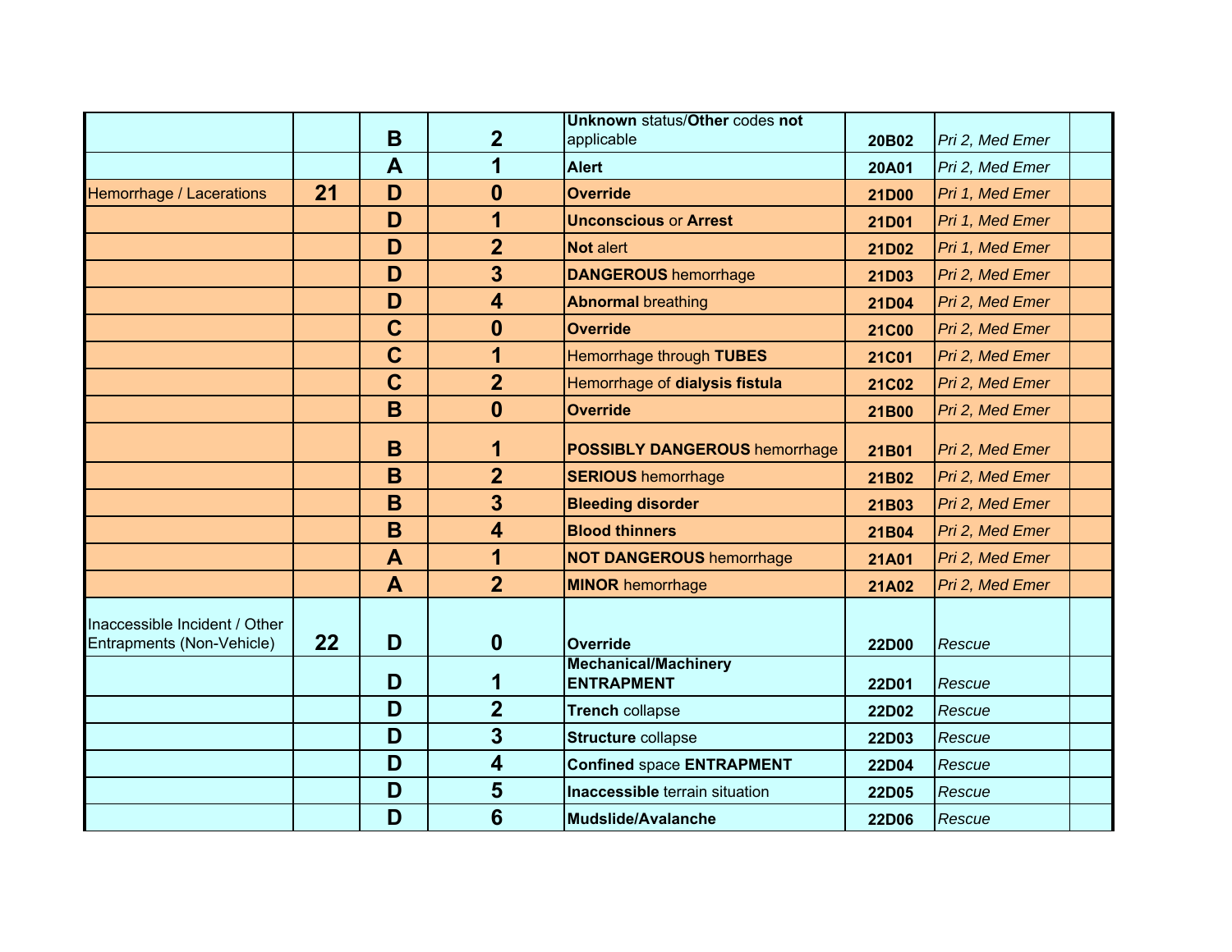| | | | | | | | |
|---|---|---|---|---|---|---|---|
| | | **B** | **2** | **Unknown** status/**Other** codes **not** applicable | **20B02** | *Pri 2, Med Emer* | |
| | | **A** | **1** | **Alert** | **20A01** | *Pri 2, Med Emer* | |
| Hemorrhage / Lacerations | **21** | **D** | **0** | **Override** | **21D00** | *Pri 1, Med Emer* | |
| | | **D** | **1** | **Unconscious** or **Arrest** | **21D01** | *Pri 1, Med Emer* | |
| | | **D** | **2** | **Not** alert | **21D02** | *Pri 1, Med Emer* | |
| | | **D** | **3** | **DANGEROUS** hemorrhage | **21D03** | *Pri 2, Med Emer* | |
| | | **D** | **4** | **Abnormal** breathing | **21D04** | *Pri 2, Med Emer* | |
| | | **C** | **0** | **Override** | **21C00** | *Pri 2, Med Emer* | |
| | | **C** | **1** | Hemorrhage through **TUBES** | **21C01** | *Pri 2, Med Emer* | |
| | | **C** | **2** | Hemorrhage of **dialysis fistula** | **21C02** | *Pri 2, Med Emer* | |
| | | **B** | **0** | **Override** | **21B00** | *Pri 2, Med Emer* | |
| | | **B** | **1** | **POSSIBLY DANGEROUS** hemorrhage | **21B01** | *Pri 2, Med Emer* | |
| | | **B** | **2** | **SERIOUS** hemorrhage | **21B02** | *Pri 2, Med Emer* | |
| | | **B** | **3** | **Bleeding disorder** | **21B03** | *Pri 2, Med Emer* | |
| | | **B** | **4** | **Blood thinners** | **21B04** | *Pri 2, Med Emer* | |
| | | **A** | **1** | **NOT DANGEROUS** hemorrhage | **21A01** | *Pri 2, Med Emer* | |
| | | **A** | **2** | **MINOR** hemorrhage | **21A02** | *Pri 2, Med Emer* | |
| Inaccessible Incident / Other Entrapments (Non-Vehicle) | **22** | **D** | **0** | **Override** | **22D00** | *Rescue* | |
| | | **D** | **1** | **Mechanical/Machinery ENTRAPMENT** | **22D01** | *Rescue* | |
| | | **D** | **2** | **Trench** collapse | **22D02** | *Rescue* | |
| | | **D** | **3** | **Structure** collapse | **22D03** | *Rescue* | |
| | | **D** | **4** | **Confined** space **ENTRAPMENT** | **22D04** | *Rescue* | |
| | | **D** | **5** | **Inaccessible** terrain situation | **22D05** | *Rescue* | |
| | | **D** | **6** | **Mudslide/Avalanche** | **22D06** | *Rescue* | |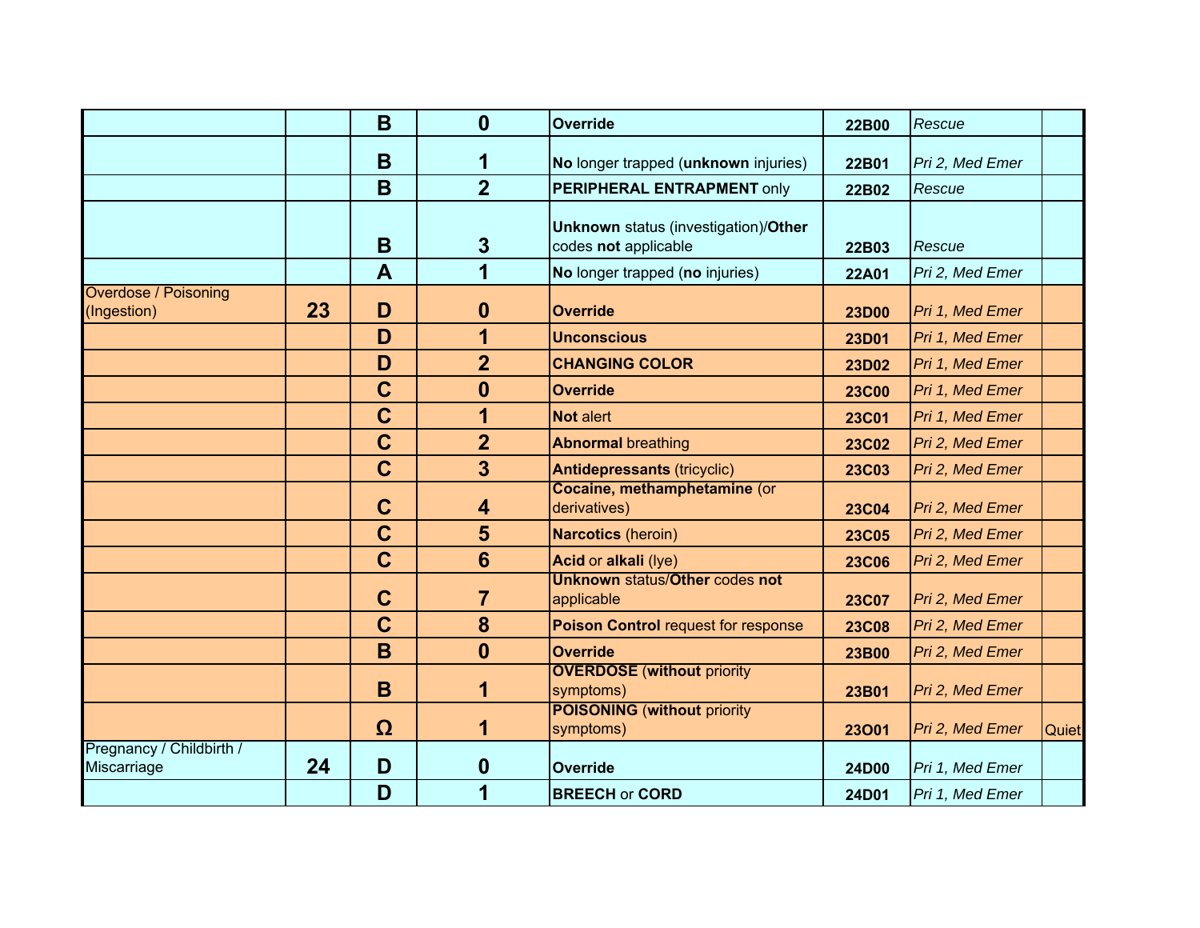| | | | | | | | |
|---|---|---|---|---|---|---|---|
| | | **B** | **0** | **Override** | **22B00** | *Rescue* | |
| | | **B** | **1** | **No** longer trapped (**unknown** injuries) | **22B01** | *Pri 2, Med Emer* | |
| | | **B** | **2** | **PERIPHERAL ENTRAPMENT** only | **22B02** | *Rescue* | |
| | | **B** | **3** | **Unknown** status (investigation)/**Other** codes **not** applicable | **22B03** | *Rescue* | |
| | | **A** | **1** | **No** longer trapped (**no** injuries) | **22A01** | *Pri 2, Med Emer* | |
| Overdose / Poisoning (Ingestion) | **23** | **D** | **0** | **Override** | **23D00** | *Pri 1, Med Emer* | |
| | | **D** | **1** | **Unconscious** | **23D01** | *Pri 1, Med Emer* | |
| | | **D** | **2** | **CHANGING COLOR** | **23D02** | *Pri 1, Med Emer* | |
| | | **C** | **0** | **Override** | **23C00** | *Pri 1, Med Emer* | |
| | | **C** | **1** | **Not** alert | **23C01** | *Pri 1, Med Emer* | |
| | | **C** | **2** | **Abnormal** breathing | **23C02** | *Pri 2, Med Emer* | |
| | | **C** | **3** | **Antidepressants** (tricyclic) | **23C03** | *Pri 2, Med Emer* | |
| | | **C** | **4** | **Cocaine, methamphetamine** (or derivatives) | **23C04** | *Pri 2, Med Emer* | |
| | | **C** | **5** | **Narcotics** (heroin) | **23C05** | *Pri 2, Med Emer* | |
| | | **C** | **6** | **Acid** or **alkali** (lye) | **23C06** | *Pri 2, Med Emer* | |
| | | **C** | **7** | **Unknown** status/**Other** codes **not** applicable | **23C07** | *Pri 2, Med Emer* | |
| | | **C** | **8** | **Poison Control** request for response | **23C08** | *Pri 2, Med Emer* | |
| | | **B** | **0** | **Override** | **23B00** | *Pri 2, Med Emer* | |
| | | **B** | **1** | **OVERDOSE** (**without** priority symptoms) | **23B01** | *Pri 2, Med Emer* | |
| | | **Ω** | **1** | **POISONING** (**without** priority symptoms) | **23O01** | *Pri 2, Med Emer* | Quiet |
| Pregnancy / Childbirth / Miscarriage | **24** | **D** | **0** | **Override** | **24D00** | *Pri 1, Med Emer* | |
| | | **D** | **1** | **BREECH** or **CORD** | **24D01** | *Pri 1, Med Emer* | |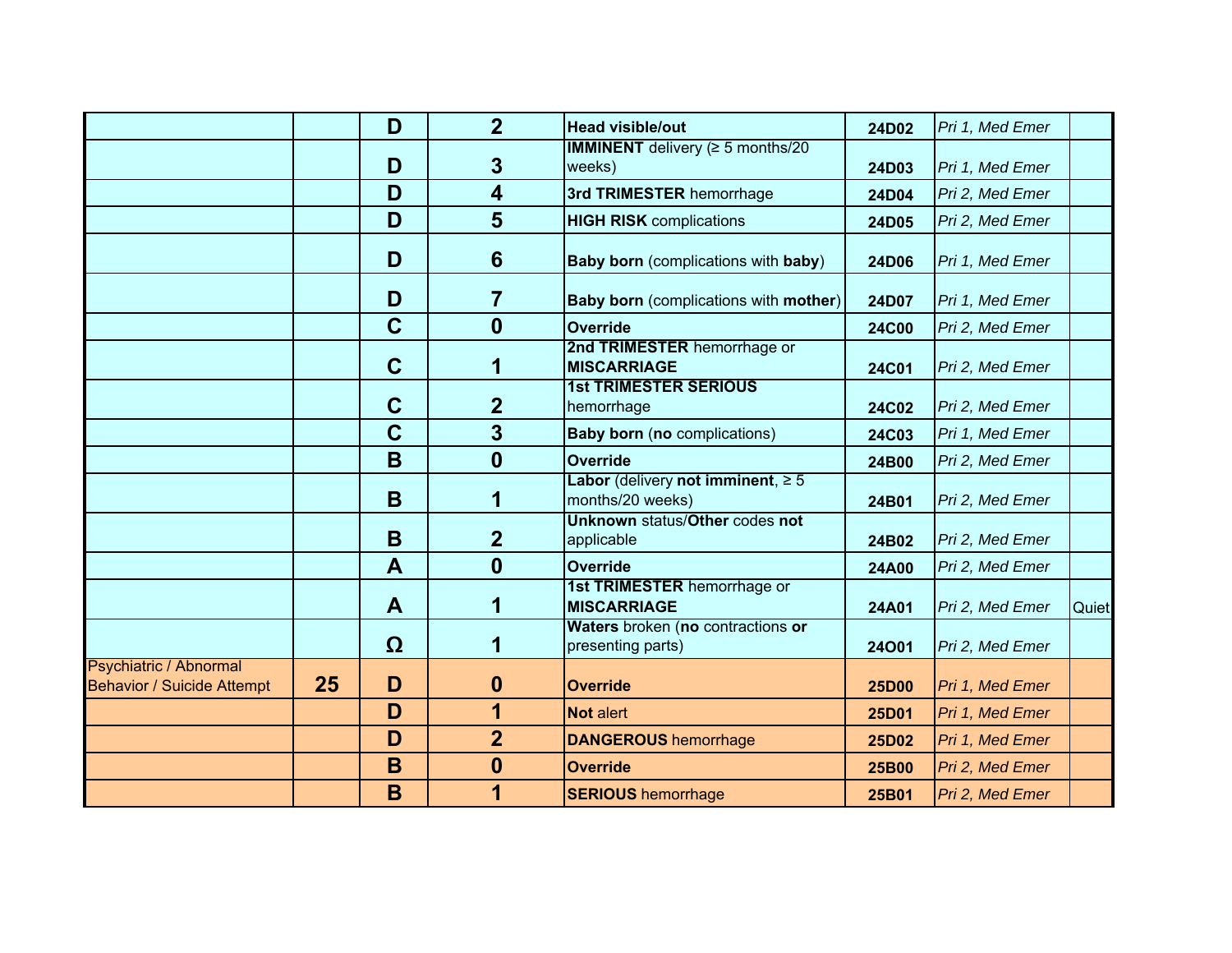| | | | | | | | |
|---|---|---|---|---|---|---|---|
| | | **D** | **2** | **Head visible/out** | **24D02** | *Pri 1, Med Emer* | |
| | | **D** | **3** | **IMMINENT** delivery (≥ 5 months/20 weeks) | **24D03** | *Pri 1, Med Emer* | |
| | | **D** | **4** | **3rd TRIMESTER** hemorrhage | **24D04** | *Pri 2, Med Emer* | |
| | | **D** | **5** | **HIGH RISK** complications | **24D05** | *Pri 2, Med Emer* | |
| | | **D** | **6** | **Baby born** (complications with **baby**) | **24D06** | *Pri 1, Med Emer* | |
| | | **D** | **7** | **Baby born** (complications with **mother**) | **24D07** | *Pri 1, Med Emer* | |
| | | **C** | **0** | **Override** | **24C00** | *Pri 2, Med Emer* | |
| | | **C** | **1** | **2nd TRIMESTER** hemorrhage or **MISCARRIAGE** | **24C01** | *Pri 2, Med Emer* | |
| | | **C** | **2** | **1st TRIMESTER SERIOUS** hemorrhage | **24C02** | *Pri 2, Med Emer* | |
| | | **C** | **3** | **Baby born** (**no** complications) | **24C03** | *Pri 1, Med Emer* | |
| | | **B** | **0** | **Override** | **24B00** | *Pri 2, Med Emer* | |
| | | **B** | **1** | **Labor** (delivery **not imminent**, ≥ 5 months/20 weeks) | **24B01** | *Pri 2, Med Emer* | |
| | | **B** | **2** | **Unknown** status/**Other** codes **not** applicable | **24B02** | *Pri 2, Med Emer* | |
| | | **A** | **0** | **Override** | **24A00** | *Pri 2, Med Emer* | |
| | | **A** | **1** | **1st TRIMESTER** hemorrhage or **MISCARRIAGE** | **24A01** | *Pri 2, Med Emer* | Quiet |
| | | **Ω** | **1** | **Waters** broken (**no** contractions **or** presenting parts) | **24O01** | *Pri 2, Med Emer* | |
| Psychiatric / Abnormal Behavior / Suicide Attempt | **25** | **D** | **0** | **Override** | **25D00** | *Pri 1, Med Emer* | |
| | | **D** | **1** | **Not** alert | **25D01** | *Pri 1, Med Emer* | |
| | | **D** | **2** | **DANGEROUS** hemorrhage | **25D02** | *Pri 1, Med Emer* | |
| | | **B** | **0** | **Override** | **25B00** | *Pri 2, Med Emer* | |
| | | **B** | **1** | **SERIOUS** hemorrhage | **25B01** | *Pri 2, Med Emer* | |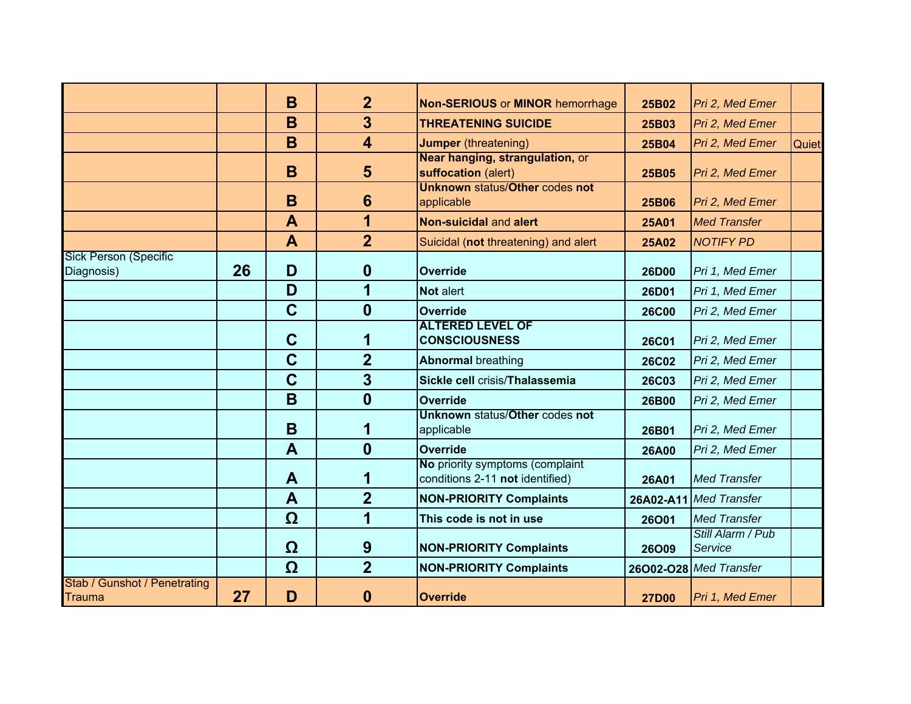| | | | | | | | |
|---|---|---|---|---|---|---|---|
| | | B | 2 | **Non-SERIOUS** or **MINOR** hemorrhage | **25B02** | *Pri 2, Med Emer* | |
| | | B | 3 | **THREATENING SUICIDE** | **25B03** | *Pri 2, Med Emer* | |
| | | B | 4 | **Jumper** (threatening) | **25B04** | *Pri 2, Med Emer* | Quiet |
| | | B | 5 | **Near hanging, strangulation,** or **suffocation** (alert) | **25B05** | *Pri 2, Med Emer* | |
| | | B | 6 | **Unknown** status/**Other** codes **not** applicable | **25B06** | *Pri 2, Med Emer* | |
| | | A | 1 | **Non-suicidal** and **alert** | **25A01** | *Med Transfer* | |
| | | A | 2 | Suicidal (**not** threatening) and alert | **25A02** | *NOTIFY PD* | |
| Sick Person (Specific Diagnosis) | 26 | D | 0 | **Override** | **26D00** | *Pri 1, Med Emer* | |
| | | D | 1 | **Not** alert | **26D01** | *Pri 1, Med Emer* | |
| | | C | 0 | **Override** | **26C00** | *Pri 2, Med Emer* | |
| | | C | 1 | **ALTERED LEVEL OF CONSCIOUSNESS** | **26C01** | *Pri 2, Med Emer* | |
| | | C | 2 | **Abnormal** breathing | **26C02** | *Pri 2, Med Emer* | |
| | | C | 3 | **Sickle cell crisis**/**Thalassemia** | **26C03** | *Pri 2, Med Emer* | |
| | | B | 0 | **Override** | **26B00** | *Pri 2, Med Emer* | |
| | | B | 1 | **Unknown** status/**Other** codes **not** applicable | **26B01** | *Pri 2, Med Emer* | |
| | | A | 0 | **Override** | **26A00** | *Pri 2, Med Emer* | |
| | | A | 1 | **No** priority symptoms (complaint conditions 2-11 **not** identified) | **26A01** | *Med Transfer* | |
| | | A | 2 | **NON-PRIORITY Complaints** | **26A02-A11** | *Med Transfer* | |
| | | Ω | 1 | **This code is not in use** | **26O01** | *Med Transfer* | |
| | | Ω | 9 | **NON-PRIORITY Complaints** | **26O09** | *Still Alarm / Pub Service* | |
| | | Ω | 2 | **NON-PRIORITY Complaints** | **26O02-O28** | *Med Transfer* | |
| Stab / Gunshot / Penetrating Trauma | 27 | D | 0 | **Override** | **27D00** | *Pri 1, Med Emer* | |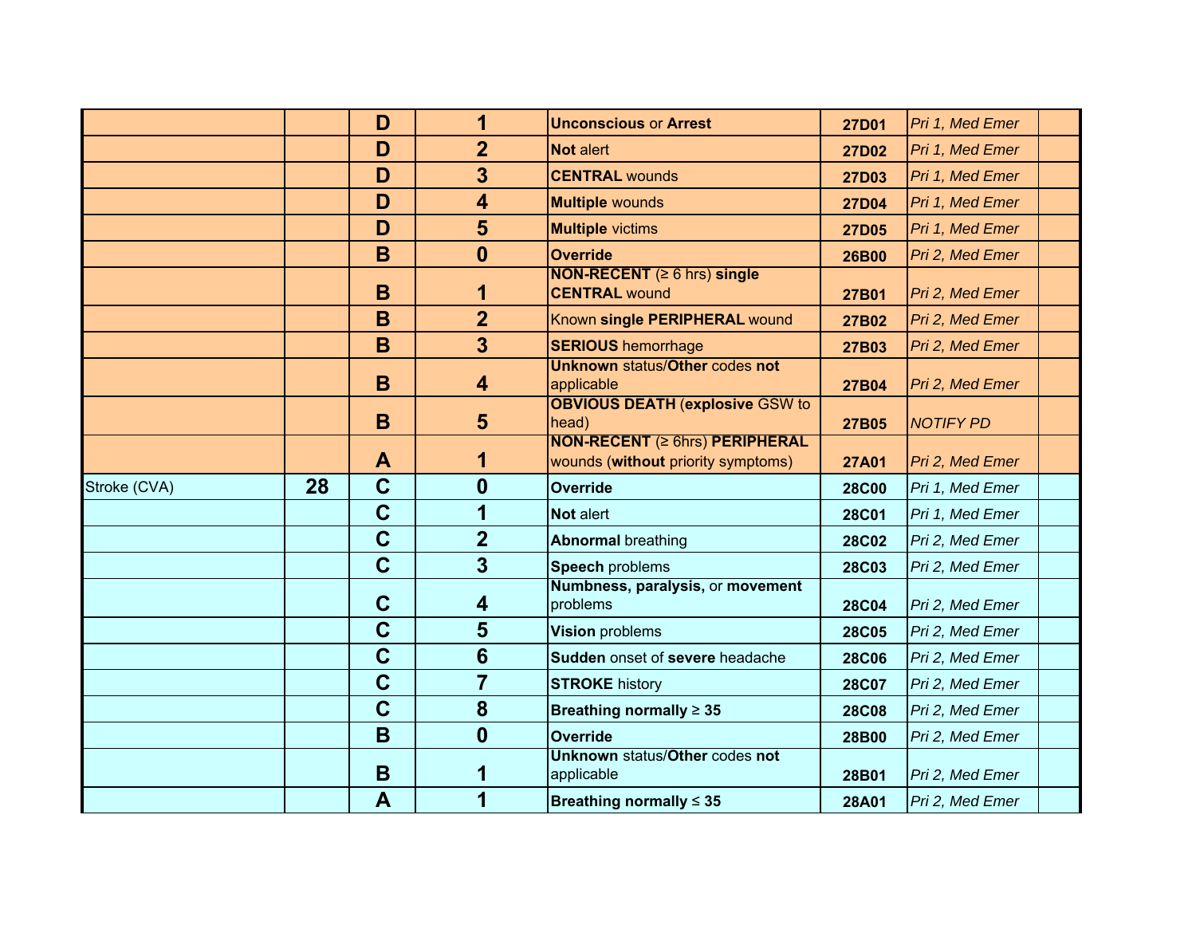| | | | | | | | |
|---|---|---|---|---|---|---|---|
| | | **D** | **1** | **Unconscious** or **Arrest** | **27D01** | *Pri 1, Med Emer* | |
| | | **D** | **2** | **Not** alert | **27D02** | *Pri 1, Med Emer* | |
| | | **D** | **3** | **CENTRAL** wounds | **27D03** | *Pri 1, Med Emer* | |
| | | **D** | **4** | **Multiple** wounds | **27D04** | *Pri 1, Med Emer* | |
| | | **D** | **5** | **Multiple** victims | **27D05** | *Pri 1, Med Emer* | |
| | | **B** | **0** | **Override** | **26B00** | *Pri 2, Med Emer* | |
| | | **B** | **1** | **NON-RECENT** (≥ 6 hrs) **single CENTRAL** wound | **27B01** | *Pri 2, Med Emer* | |
| | | **B** | **2** | Known **single PERIPHERAL** wound | **27B02** | *Pri 2, Med Emer* | |
| | | **B** | **3** | **SERIOUS** hemorrhage | **27B03** | *Pri 2, Med Emer* | |
| | | **B** | **4** | **Unknown** status/**Other** codes **not** applicable | **27B04** | *Pri 2, Med Emer* | |
| | | **B** | **5** | **OBVIOUS DEATH** (**explosive** GSW to head) | **27B05** | *NOTIFY PD* | |
| | | **A** | **1** | **NON-RECENT** (≥ 6hrs) **PERIPHERAL** wounds (**without** priority symptoms) | **27A01** | *Pri 2, Med Emer* | |
| Stroke (CVA) | **28** | **C** | **0** | **Override** | **28C00** | *Pri 1, Med Emer* | |
| | | **C** | **1** | **Not** alert | **28C01** | *Pri 1, Med Emer* | |
| | | **C** | **2** | **Abnormal** breathing | **28C02** | *Pri 2, Med Emer* | |
| | | **C** | **3** | **Speech** problems | **28C03** | *Pri 2, Med Emer* | |
| | | **C** | **4** | **Numbness, paralysis,** or **movement** problems | **28C04** | *Pri 2, Med Emer* | |
| | | **C** | **5** | **Vision** problems | **28C05** | *Pri 2, Med Emer* | |
| | | **C** | **6** | **Sudden** onset of **severe** headache | **28C06** | *Pri 2, Med Emer* | |
| | | **C** | **7** | **STROKE** history | **28C07** | *Pri 2, Med Emer* | |
| | | **C** | **8** | **Breathing normally ≥ 35** | **28C08** | *Pri 2, Med Emer* | |
| | | **B** | **0** | **Override** | **28B00** | *Pri 2, Med Emer* | |
| | | **B** | **1** | **Unknown** status/**Other** codes **not** applicable | **28B01** | *Pri 2, Med Emer* | |
| | | **A** | **1** | **Breathing normally ≤ 35** | **28A01** | *Pri 2, Med Emer* | |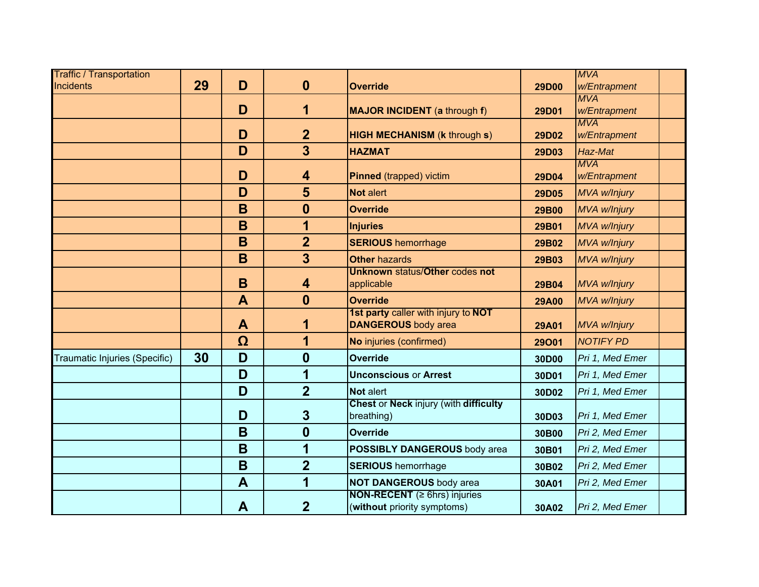| Traffic / Transportation Incidents | 29 | D | 0 | **Override** | 29D00 | *MVA w/Entrapment* | |
|---|---|---|---|---|---|---|---|
| | | D | 1 | **MAJOR INCIDENT** (**a** through **f**) | 29D01 | *MVA w/Entrapment* | |
| | | D | 2 | **HIGH MECHANISM** (**k** through **s**) | 29D02 | *MVA w/Entrapment* | |
| | | D | 3 | **HAZMAT** | 29D03 | *Haz-Mat* | |
| | | D | 4 | **Pinned** (trapped) victim | 29D04 | *MVA w/Entrapment* | |
| | | D | 5 | **Not** alert | 29D05 | *MVA w/Injury* | |
| | | B | 0 | **Override** | 29B00 | *MVA w/Injury* | |
| | | B | 1 | **Injuries** | 29B01 | *MVA w/Injury* | |
| | | B | 2 | **SERIOUS** hemorrhage | 29B02 | *MVA w/Injury* | |
| | | B | 3 | **Other** hazards | 29B03 | *MVA w/Injury* | |
| | | B | 4 | **Unknown** status/**Other** codes **not** applicable | 29B04 | *MVA w/Injury* | |
| | | A | 0 | **Override** | 29A00 | *MVA w/Injury* | |
| | | A | 1 | **1st party** caller with injury to **NOT DANGEROUS** body area | 29A01 | *MVA w/Injury* | |
| | | Ω | 1 | **No** injuries (confirmed) | 29O01 | *NOTIFY PD* | |
| Traumatic Injuries (Specific) | 30 | D | 0 | **Override** | 30D00 | *Pri 1, Med Emer* | |
| | | D | 1 | **Unconscious** or **Arrest** | 30D01 | *Pri 1, Med Emer* | |
| | | D | 2 | **Not** alert | 30D02 | *Pri 1, Med Emer* | |
| | | D | 3 | **Chest** or **Neck** injury (with **difficulty** breathing) | 30D03 | *Pri 1, Med Emer* | |
| | | B | 0 | **Override** | 30B00 | *Pri 2, Med Emer* | |
| | | B | 1 | **POSSIBLY DANGEROUS** body area | 30B01 | *Pri 2, Med Emer* | |
| | | B | 2 | **SERIOUS** hemorrhage | 30B02 | *Pri 2, Med Emer* | |
| | | A | 1 | **NOT DANGEROUS** body area | 30A01 | *Pri 2, Med Emer* | |
| | | A | 2 | **NON-RECENT** (≥ 6hrs) injuries (**without** priority symptoms) | 30A02 | *Pri 2, Med Emer* | |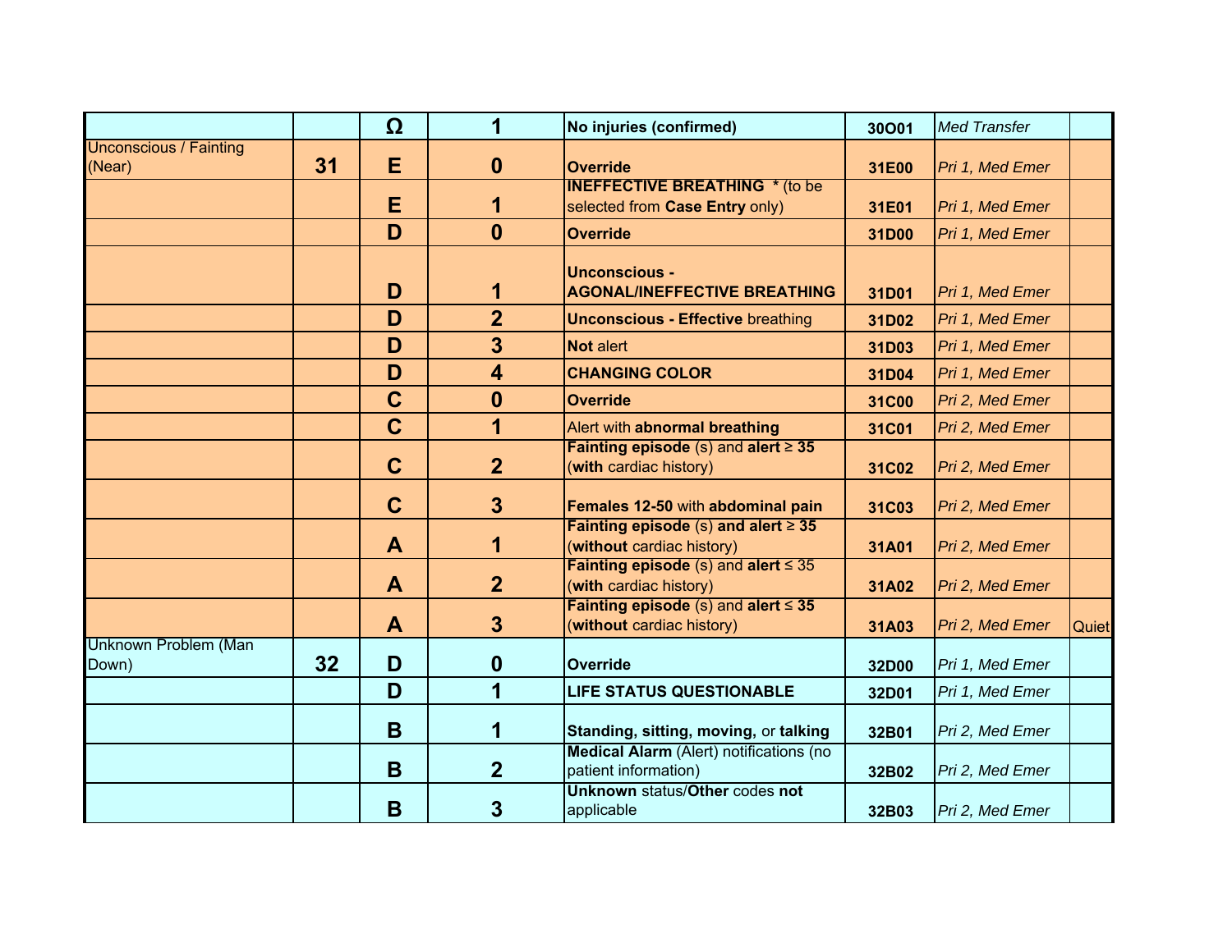| | | | | | | | |
|---|---|---|---|---|---|---|---|
| | | **Ω** | **1** | **No injuries (confirmed)** | **30O01** | *Med Transfer* | |
| Unconscious / Fainting (Near) | **31** | **E** | **0** | **Override** | **31E00** | *Pri 1, Med Emer* | |
| | | **E** | **1** | **INEFFECTIVE BREATHING** * (to be selected from **Case Entry** only) | **31E01** | *Pri 1, Med Emer* | |
| | | **D** | **0** | **Override** | **31D00** | *Pri 1, Med Emer* | |
| | | **D** | **1** | **Unconscious - AGONAL/INEFFECTIVE BREATHING** | **31D01** | *Pri 1, Med Emer* | |
| | | **D** | **2** | **Unconscious - Effective** breathing | **31D02** | *Pri 1, Med Emer* | |
| | | **D** | **3** | **Not** alert | **31D03** | *Pri 1, Med Emer* | |
| | | **D** | **4** | **CHANGING COLOR** | **31D04** | *Pri 1, Med Emer* | |
| | | **C** | **0** | **Override** | **31C00** | *Pri 2, Med Emer* | |
| | | **C** | **1** | Alert with **abnormal breathing** | **31C01** | *Pri 2, Med Emer* | |
| | | **C** | **2** | **Fainting episode** (s) and **alert ≥ 35** (**with** cardiac history) | **31C02** | *Pri 2, Med Emer* | |
| | | **C** | **3** | **Females 12-50** with **abdominal pain** | **31C03** | *Pri 2, Med Emer* | |
| | | **A** | **1** | **Fainting episode** (s) **and alert ≥ 35** (**without** cardiac history) | **31A01** | *Pri 2, Med Emer* | |
| | | **A** | **2** | **Fainting episode** (s) and **alert** ≤ 35 (**with** cardiac history) | **31A02** | *Pri 2, Med Emer* | |
| | | **A** | **3** | **Fainting episode** (s) and **alert ≤ 35** (**without** cardiac history) | **31A03** | *Pri 2, Med Emer* | Quiet |
| Unknown Problem (Man Down) | **32** | **D** | **0** | **Override** | **32D00** | *Pri 1, Med Emer* | |
| | | **D** | **1** | **LIFE STATUS QUESTIONABLE** | **32D01** | *Pri 1, Med Emer* | |
| | | **B** | **1** | **Standing, sitting, moving,** or **talking** | **32B01** | *Pri 2, Med Emer* | |
| | | **B** | **2** | **Medical Alarm** (Alert) notifications (no patient information) | **32B02** | *Pri 2, Med Emer* | |
| | | **B** | **3** | **Unknown** status/**Other** codes **not** applicable | **32B03** | *Pri 2, Med Emer* | |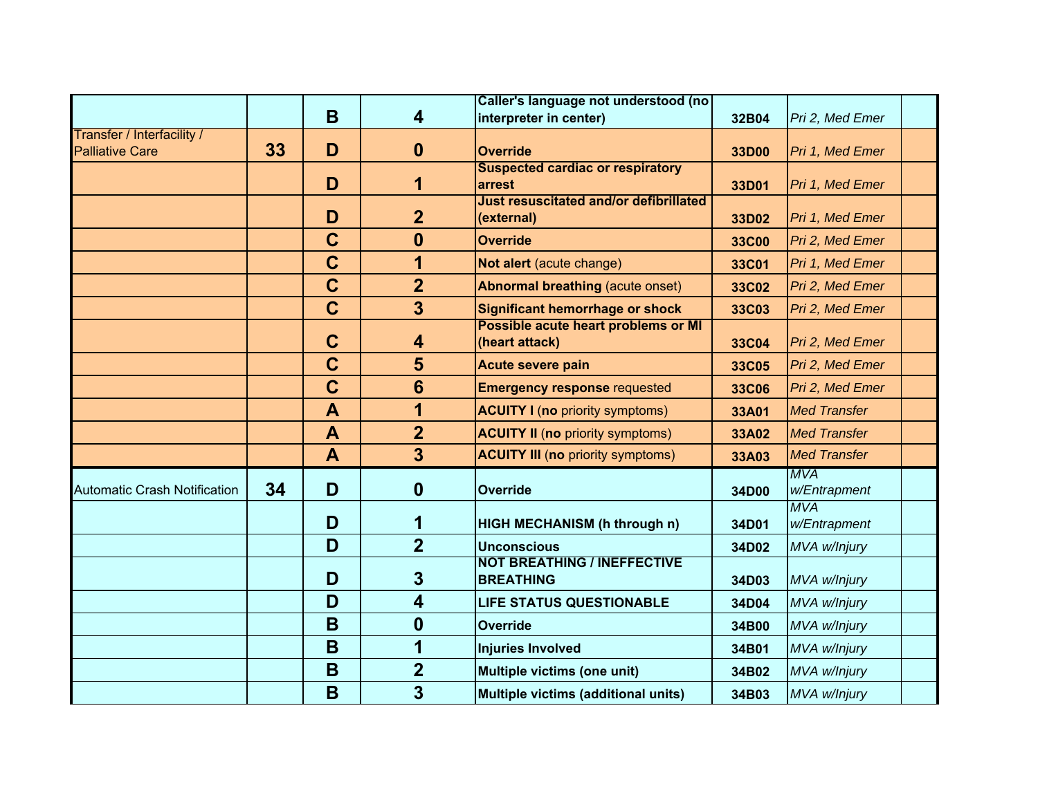| | | | | | | | |
|---|---|---|---|---|---|---|---|
| | | **B** | **4** | **Caller's language not understood (no interpreter in center)** | **32B04** | *Pri 2, Med Emer* | |
| Transfer / Interfacility / Palliative Care | **33** | **D** | **0** | **Override** | **33D00** | *Pri 1, Med Emer* | |
| | | **D** | **1** | **Suspected cardiac or respiratory arrest** | **33D01** | *Pri 1, Med Emer* | |
| | | **D** | **2** | **Just resuscitated and/or defibrillated (external)** | **33D02** | *Pri 1, Med Emer* | |
| | | **C** | **0** | **Override** | **33C00** | *Pri 2, Med Emer* | |
| | | **C** | **1** | **Not alert** (acute change) | **33C01** | *Pri 1, Med Emer* | |
| | | **C** | **2** | **Abnormal breathing** (acute onset) | **33C02** | *Pri 2, Med Emer* | |
| | | **C** | **3** | **Significant hemorrhage or shock** | **33C03** | *Pri 2, Med Emer* | |
| | | **C** | **4** | **Possible acute heart problems or MI (heart attack)** | **33C04** | *Pri 2, Med Emer* | |
| | | **C** | **5** | **Acute severe pain** | **33C05** | *Pri 2, Med Emer* | |
| | | **C** | **6** | **Emergency response** requested | **33C06** | *Pri 2, Med Emer* | |
| | | **A** | **1** | **ACUITY I** (**no** priority symptoms) | **33A01** | *Med Transfer* | |
| | | **A** | **2** | **ACUITY II** (**no** priority symptoms) | **33A02** | *Med Transfer* | |
| | | **A** | **3** | **ACUITY III** (**no** priority symptoms) | **33A03** | *Med Transfer* | |
| Automatic Crash Notification | **34** | **D** | **0** | **Override** | **34D00** | *MVA w/Entrapment* | |
| | | **D** | **1** | **HIGH MECHANISM (h through n)** | **34D01** | *MVA w/Entrapment* | |
| | | **D** | **2** | **Unconscious** | **34D02** | *MVA w/Injury* | |
| | | **D** | **3** | **NOT BREATHING / INEFFECTIVE BREATHING** | **34D03** | *MVA w/Injury* | |
| | | **D** | **4** | **LIFE STATUS QUESTIONABLE** | **34D04** | *MVA w/Injury* | |
| | | **B** | **0** | **Override** | **34B00** | *MVA w/Injury* | |
| | | **B** | **1** | **Injuries Involved** | **34B01** | *MVA w/Injury* | |
| | | **B** | **2** | **Multiple victims (one unit)** | **34B02** | *MVA w/Injury* | |
| | | **B** | **3** | **Multiple victims (additional units)** | **34B03** | *MVA w/Injury* | |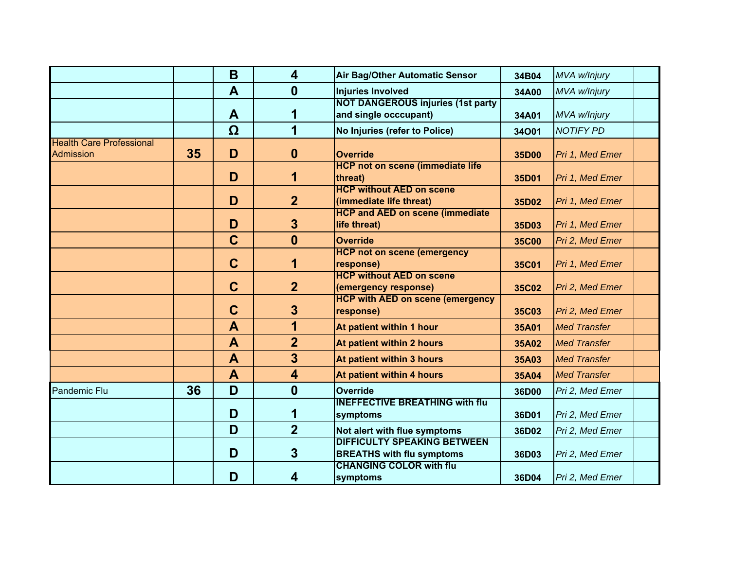| | | | | | | | |
|---|---|---|---|---|---|---|---|
| | | **B** | **4** | **Air Bag/Other Automatic Sensor** | **34B04** | *MVA w/Injury* | |
| | | **A** | **0** | **Injuries Involved** | **34A00** | *MVA w/Injury* | |
| | | **A** | **1** | **NOT DANGEROUS injuries (1st party and single occcupant)** | **34A01** | *MVA w/Injury* | |
| | | **Ω** | **1** | **No Injuries (refer to Police)** | **34O01** | *NOTIFY PD* | |
| Health Care Professional Admission | **35** | **D** | **0** | **Override** | **35D00** | *Pri 1, Med Emer* | |
| | | **D** | **1** | **HCP not on scene (immediate life threat)** | **35D01** | *Pri 1, Med Emer* | |
| | | **D** | **2** | **HCP without AED on scene (immediate life threat)** | **35D02** | *Pri 1, Med Emer* | |
| | | **D** | **3** | **HCP and AED on scene (immediate life threat)** | **35D03** | *Pri 1, Med Emer* | |
| | | **C** | **0** | **Override** | **35C00** | *Pri 2, Med Emer* | |
| | | **C** | **1** | **HCP not on scene (emergency response)** | **35C01** | *Pri 1, Med Emer* | |
| | | **C** | **2** | **HCP without AED on scene (emergency response)** | **35C02** | *Pri 2, Med Emer* | |
| | | **C** | **3** | **HCP with AED on scene (emergency response)** | **35C03** | *Pri 2, Med Emer* | |
| | | **A** | **1** | **At patient within 1 hour** | **35A01** | *Med Transfer* | |
| | | **A** | **2** | **At patient within 2 hours** | **35A02** | *Med Transfer* | |
| | | **A** | **3** | **At patient within 3 hours** | **35A03** | *Med Transfer* | |
| | | **A** | **4** | **At patient within 4 hours** | **35A04** | *Med Transfer* | |
| Pandemic Flu | **36** | **D** | **0** | **Override** | **36D00** | *Pri 2, Med Emer* | |
| | | **D** | **1** | **INEFFECTIVE BREATHING with flu symptoms** | **36D01** | *Pri 2, Med Emer* | |
| | | **D** | **2** | **Not alert with flue symptoms** | **36D02** | *Pri 2, Med Emer* | |
| | | **D** | **3** | **DIFFICULTY SPEAKING BETWEEN BREATHS with flu symptoms** | **36D03** | *Pri 2, Med Emer* | |
| | | **D** | **4** | **CHANGING COLOR with flu symptoms** | **36D04** | *Pri 2, Med Emer* | |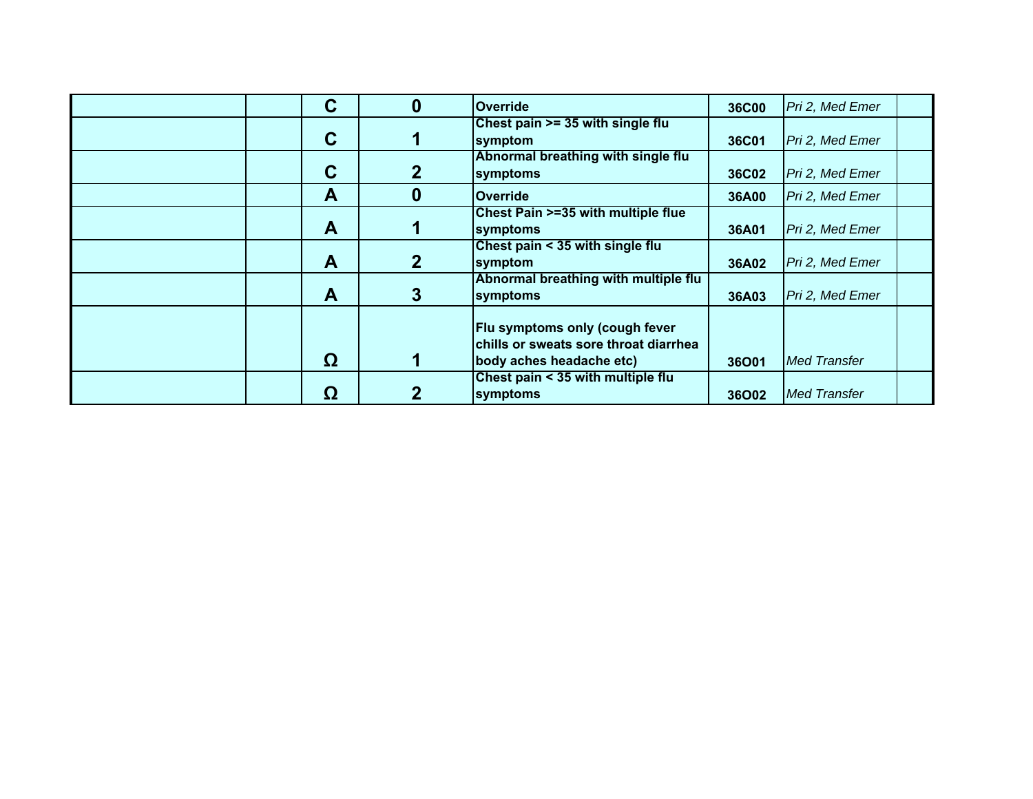| | | | | | | | |
|---|---|---|---|---|---|---|---|
| | | **C** | **0** | **Override** | **36C00** | *Pri 2, Med Emer* | |
| | | **C** | **1** | **Chest pain >= 35 with single flu symptom** | **36C01** | *Pri 2, Med Emer* | |
| | | **C** | **2** | **Abnormal breathing with single flu symptoms** | **36C02** | *Pri 2, Med Emer* | |
| | | **A** | **0** | **Override** | **36A00** | *Pri 2, Med Emer* | |
| | | **A** | **1** | **Chest Pain >=35 with multiple flue symptoms** | **36A01** | *Pri 2, Med Emer* | |
| | | **A** | **2** | **Chest pain < 35 with single flu symptom** | **36A02** | *Pri 2, Med Emer* | |
| | | **A** | **3** | **Abnormal breathing with multiple flu symptoms** | **36A03** | *Pri 2, Med Emer* | |
| | | **Ω** | **1** | **Flu symptoms only (cough fever chills or sweats sore throat diarrhea body aches headache etc)** | **36O01** | *Med Transfer* | |
| | | **Ω** | **2** | **Chest pain < 35 with multiple flu symptoms** | **36O02** | *Med Transfer* | |